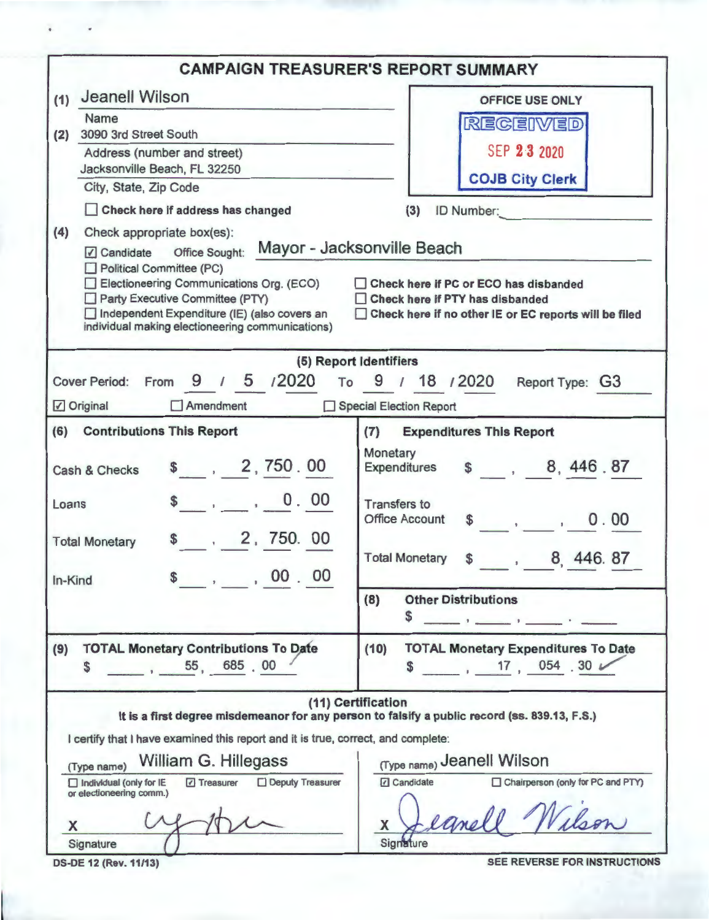# CAMPAIGN TREASURER'S REPORT SUMMARY

**(1)** Jeanell Wilson
Name

**(2)** 3090 3rd Street South
Address (number and street)
Jacksonville Beach, FL 32250
City, State, Zip Code

☐ **Check here if address has changed**

OFFICE USE ONLY
RECEIVED
SEP 23 2020
COJB City Clerk

**(3)** ID Number:

**(4)** Check appropriate box(es):

☑ Candidate Office Sought: Mayor - Jacksonville Beach
☐ Political Committee (PC)
☐ Electioneering Communications Org. (ECO)
☐ Party Executive Committee (PTY)
☐ Independent Expenditure (IE) (also covers an individual making electioneering communications)

☐ **Check here if PC or ECO has disbanded**
☐ **Check here if PTY has disbanded**
☐ **Check here if no other IE or EC reports will be filed**

## (5) Report Identifiers

Cover Period: From 9 / 5 /2020 To 9 / 18 /2020 Report Type: G3

☑ Original ☐ Amendment ☐ Special Election Report

| (6) Contributions This Report | | (7) Expenditures This Report | |
|---|---|---|---|
| Cash & Checks | $ 2,750.00 | Monetary Expenditures | $ 8,446.87 |
| Loans | $ 0.00 | Transfers to Office Account | $ 0.00 |
| Total Monetary | $ 2,750.00 | Total Monetary | $ 8,446.87 |
| In-Kind | $ 00.00 | **(8) Other Distributions** | $ |

**(9) TOTAL Monetary Contributions To Date**
$ 55,685.00

**(10) TOTAL Monetary Expenditures To Date**
$ 17,054.30

## (11) Certification

**It is a first degree misdemeanor for any person to falsify a public record (ss. 839.13, F.S.)**

I certify that I have examined this report and it is true, correct, and complete:

(Type name) William G. Hillegass
☐ Individual (only for IE or electioneering comm.) ☑ Treasurer ☐ Deputy Treasurer
X [signature]
Signature

(Type name) Jeanell Wilson
☑ Candidate ☐ Chairperson (only for PC and PTY)
X Jeanell Wilson
Signature

DS-DE 12 (Rev. 11/13)

SEE REVERSE FOR INSTRUCTIONS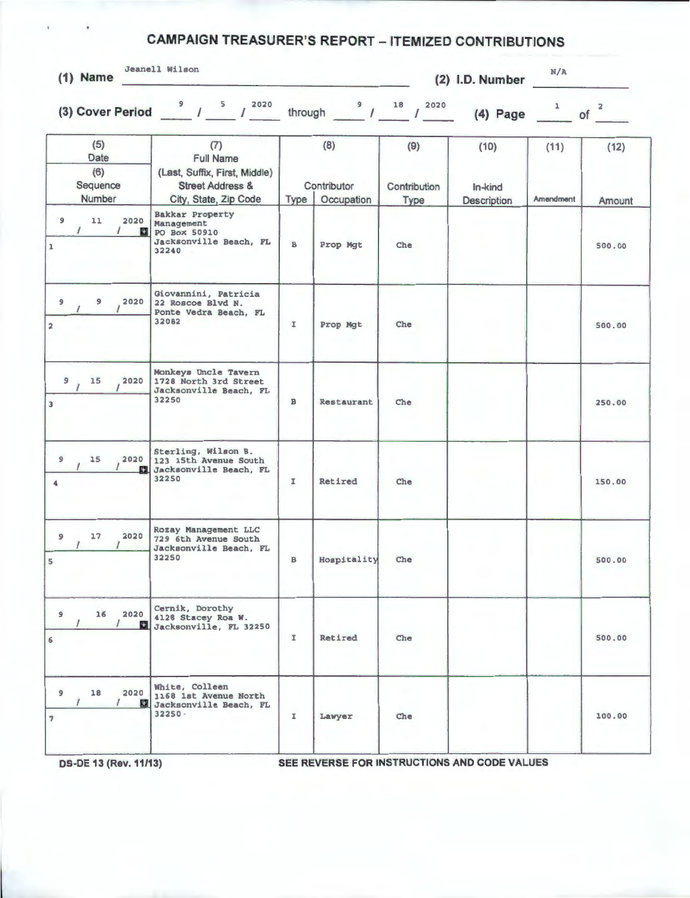# CAMPAIGN TREASURER'S REPORT – ITEMIZED CONTRIBUTIONS

**(1) Name** Jeanell Wilson **(2) I.D. Number** N/A

**(3) Cover Period** 9 / 5 / 2020 through 9 / 18 / 2020 **(4) Page** 1 of 2

| (5) Date / (6) Sequence Number | (7) Full Name (Last, Suffix, First, Middle) Street Address & City, State, Zip Code | (8) Contributor Type | (8) Contributor Occupation | (9) Contribution Type | (10) In-kind Description | (11) Amendment | (12) Amount |
|---|---|---|---|---|---|---|---|
| 9 / 11 / 2020<br>1 | Bakkar Property Management<br>PO Box 50910<br>Jacksonville Beach, FL 32240 | B | Prop Mgt | Che | | | 500.00 |
| 9 / 9 / 2020<br>2 | Giovannini, Patricia<br>22 Roscoe Blvd N.<br>Ponte Vedra Beach, FL 32082 | I | Prop Mgt | Che | | | 500.00 |
| 9 / 15 / 2020<br>3 | Monkeys Uncle Tavern<br>1728 North 3rd Street<br>Jacksonville Beach, FL 32250 | B | Restaurant | Che | | | 250.00 |
| 9 / 15 / 2020<br>4 | Sterling, Wilson B.<br>123 15th Avenue South<br>Jacksonville Beach, FL 32250 | I | Retired | Che | | | 150.00 |
| 9 / 17 / 2020<br>5 | Rozay Management LLC<br>729 6th Avenue South<br>Jacksonville Beach, FL 32250 | B | Hospitality | Che | | | 500.00 |
| 9 / 16 / 2020<br>6 | Cernik, Dorothy<br>4128 Stacey Roa W.<br>Jacksonville, FL 32250 | I | Retired | Che | | | 500.00 |
| 9 / 18 / 2020<br>7 | White, Colleen<br>1168 1st Avenue North<br>Jacksonville Beach, FL 32250- | I | Lawyer | Che | | | 100.00 |

DS-DE 13 (Rev. 11/13) SEE REVERSE FOR INSTRUCTIONS AND CODE VALUES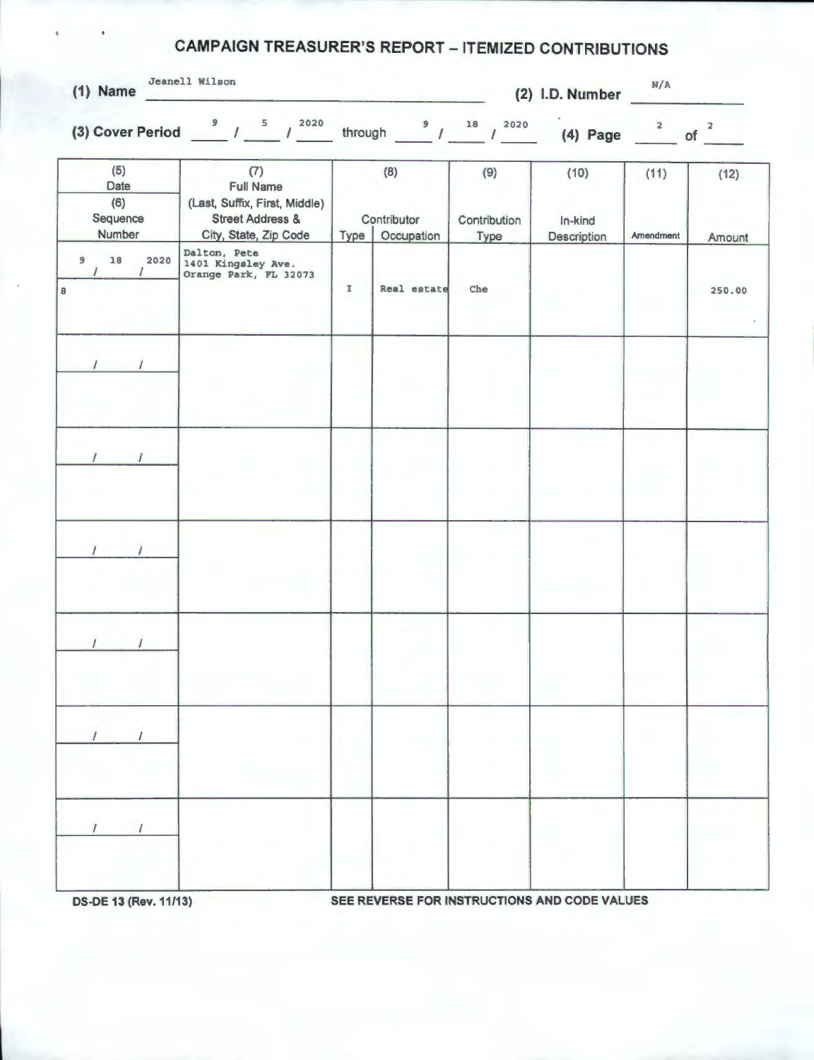# CAMPAIGN TREASURER'S REPORT – ITEMIZED CONTRIBUTIONS

**(1) Name** Jeanell Wilson

**(2) I.D. Number** N/A

**(3) Cover Period** 9 / 5 / 2020 through 9 / 18 / 2020

**(4) Page** 2 of 2

| (5) Date / (6) Sequence Number | (7) Full Name (Last, Suffix, First, Middle) Street Address & City, State, Zip Code | (8) Contributor Type | (8) Contributor Occupation | (9) Contribution Type | (10) In-kind Description | (11) Amendment | (12) Amount |
|---|---|---|---|---|---|---|---|
| 9 / 18 / 2020<br>8 | Dalton, Pete<br>1401 Kingsley Ave.<br>Orange Park, FL 32073 | I | Real estate | Che | | | 250.00 |
| / / | | | | | | | |
| / / | | | | | | | |
| / / | | | | | | | |
| / / | | | | | | | |
| / / | | | | | | | |
| / / | | | | | | | |

DS-DE 13 (Rev. 11/13)

SEE REVERSE FOR INSTRUCTIONS AND CODE VALUES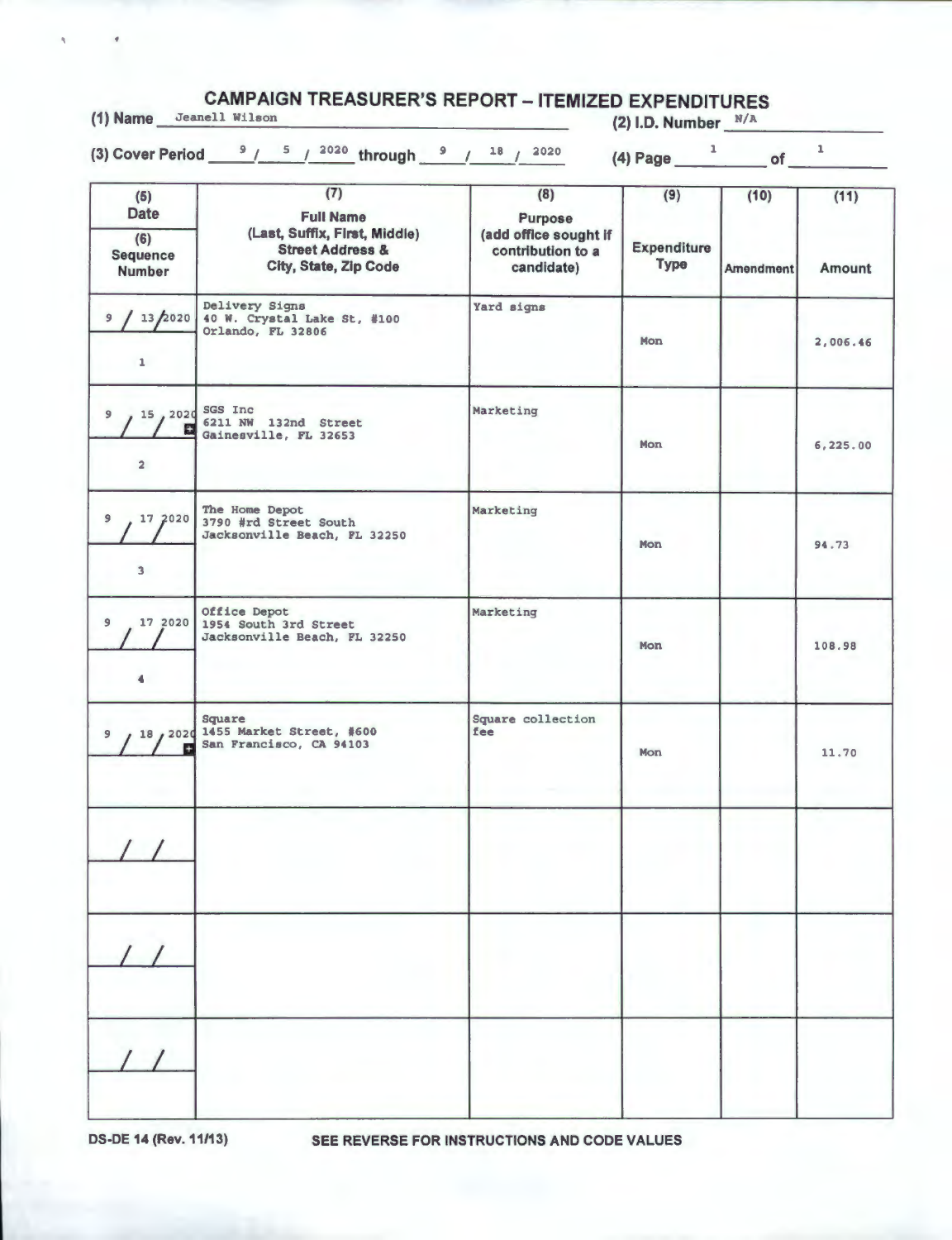# CAMPAIGN TREASURER'S REPORT – ITEMIZED EXPENDITURES

(1) Name Jeanell Wilson (2) I.D. Number N/A

(3) Cover Period 9 / 5 / 2020 through 9 / 18 / 2020 (4) Page 1 of 1

| (5) Date / (6) Sequence Number | (7) Full Name (Last, Suffix, First, Middle) Street Address & City, State, Zip Code | (8) Purpose (add office sought if contribution to a candidate) | (9) Expenditure Type | (10) Amendment | (11) Amount |
|---|---|---|---|---|---|
| 9 / 13 / 2020<br>1 | Delivery Signs<br>40 W. Crystal Lake St, #100<br>Orlando, FL 32806 | Yard signs | Mon | | 2,006.46 |
| 9 / 15 / 2020<br>2 | SGS Inc<br>6211 NW 132nd Street<br>Gainesville, FL 32653 | Marketing | Mon | | 6,225.00 |
| 9 / 17 / 2020<br>3 | The Home Depot<br>3790 #rd Street South<br>Jacksonville Beach, FL 32250 | Marketing | Mon | | 94.73 |
| 9 / 17 / 2020<br>4 | Office Depot<br>1954 South 3rd Street<br>Jacksonville Beach, FL 32250 | Marketing | Mon | | 108.98 |
| 9 / 18 / 2020 | Square<br>1455 Market Street, #600<br>San Francisco, CA 94103 | Square collection fee | Mon | | 11.70 |
| / / | | | | | |
| / / | | | | | |
| / / | | | | | |

DS-DE 14 (Rev. 11/13) SEE REVERSE FOR INSTRUCTIONS AND CODE VALUES